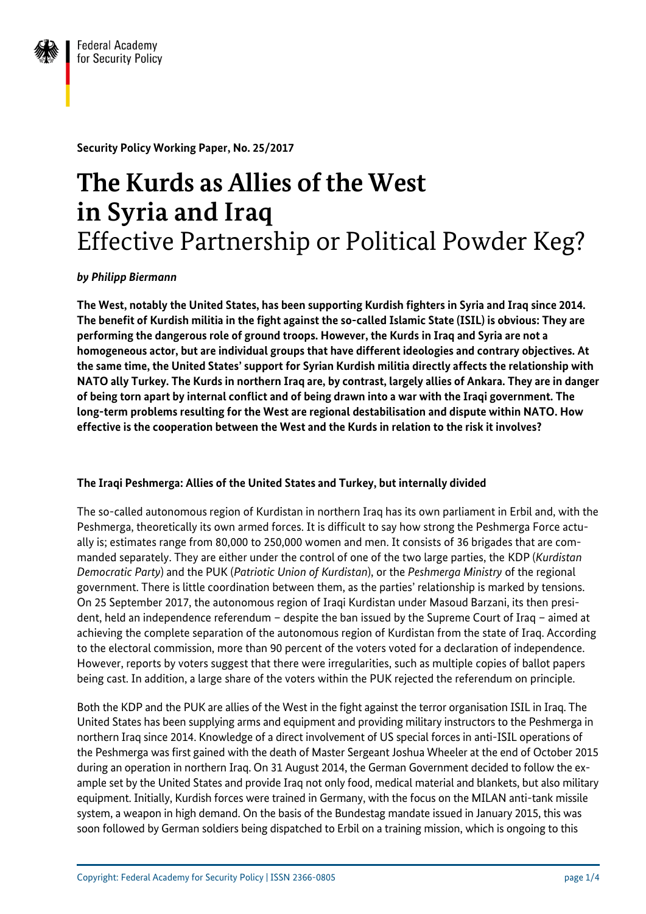**Security Policy Working Paper, No. 25/2017**

# The Kurds as Allies of the West in Syria and Iraq
## Effective Partnership or Political Powder Keg?

***by Philipp Biermann***

**The West, notably the United States, has been supporting Kurdish fighters in Syria and Iraq since 2014. The benefit of Kurdish militia in the fight against the so-called Islamic State (ISIL) is obvious: They are performing the dangerous role of ground troops. However, the Kurds in Iraq and Syria are not a homogeneous actor, but are individual groups that have different ideologies and contrary objectives. At the same time, the United States' support for Syrian Kurdish militia directly affects the relationship with NATO ally Turkey. The Kurds in northern Iraq are, by contrast, largely allies of Ankara. They are in danger of being torn apart by internal conflict and of being drawn into a war with the Iraqi government. The long-term problems resulting for the West are regional destabilisation and dispute within NATO. How effective is the cooperation between the West and the Kurds in relation to the risk it involves?**

### The Iraqi Peshmerga: Allies of the United States and Turkey, but internally divided

The so-called autonomous region of Kurdistan in northern Iraq has its own parliament in Erbil and, with the Peshmerga, theoretically its own armed forces. It is difficult to say how strong the Peshmerga Force actually is; estimates range from 80,000 to 250,000 women and men. It consists of 36 brigades that are commanded separately. They are either under the control of one of the two large parties, the KDP (*Kurdistan Democratic Party*) and the PUK (*Patriotic Union of Kurdistan*), or the *Peshmerga Ministry* of the regional government. There is little coordination between them, as the parties' relationship is marked by tensions. On 25 September 2017, the autonomous region of Iraqi Kurdistan under Masoud Barzani, its then president, held an independence referendum – despite the ban issued by the Supreme Court of Iraq – aimed at achieving the complete separation of the autonomous region of Kurdistan from the state of Iraq. According to the electoral commission, more than 90 percent of the voters voted for a declaration of independence. However, reports by voters suggest that there were irregularities, such as multiple copies of ballot papers being cast. In addition, a large share of the voters within the PUK rejected the referendum on principle.

Both the KDP and the PUK are allies of the West in the fight against the terror organisation ISIL in Iraq. The United States has been supplying arms and equipment and providing military instructors to the Peshmerga in northern Iraq since 2014. Knowledge of a direct involvement of US special forces in anti-ISIL operations of the Peshmerga was first gained with the death of Master Sergeant Joshua Wheeler at the end of October 2015 during an operation in northern Iraq. On 31 August 2014, the German Government decided to follow the example set by the United States and provide Iraq not only food, medical material and blankets, but also military equipment. Initially, Kurdish forces were trained in Germany, with the focus on the MILAN anti-tank missile system, a weapon in high demand. On the basis of the Bundestag mandate issued in January 2015, this was soon followed by German soldiers being dispatched to Erbil on a training mission, which is ongoing to this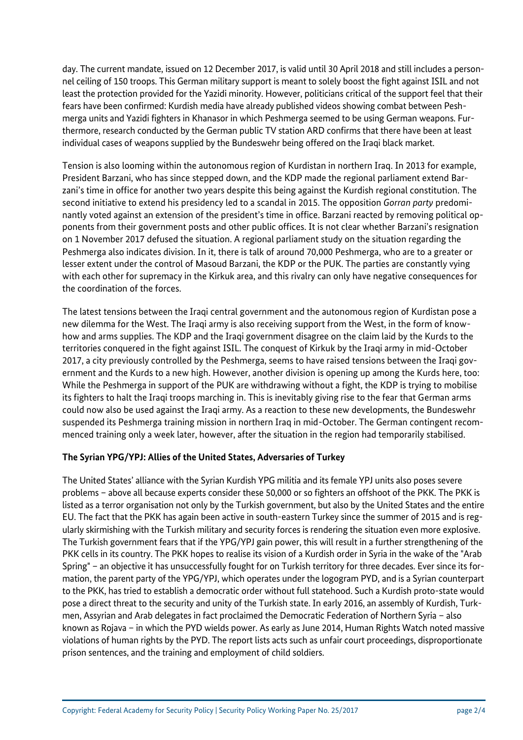day. The current mandate, issued on 12 December 2017, is valid until 30 April 2018 and still includes a personnel ceiling of 150 troops. This German military support is meant to solely boost the fight against ISIL and not least the protection provided for the Yazidi minority. However, politicians critical of the support feel that their fears have been confirmed: Kurdish media have already published videos showing combat between Peshmerga units and Yazidi fighters in Khanasor in which Peshmerga seemed to be using German weapons. Furthermore, research conducted by the German public TV station ARD confirms that there have been at least individual cases of weapons supplied by the Bundeswehr being offered on the Iraqi black market.

Tension is also looming within the autonomous region of Kurdistan in northern Iraq. In 2013 for example, President Barzani, who has since stepped down, and the KDP made the regional parliament extend Barzani's time in office for another two years despite this being against the Kurdish regional constitution. The second initiative to extend his presidency led to a scandal in 2015. The opposition *Gorran party* predominantly voted against an extension of the president's time in office. Barzani reacted by removing political opponents from their government posts and other public offices. It is not clear whether Barzani's resignation on 1 November 2017 defused the situation. A regional parliament study on the situation regarding the Peshmerga also indicates division. In it, there is talk of around 70,000 Peshmerga, who are to a greater or lesser extent under the control of Masoud Barzani, the KDP or the PUK. The parties are constantly vying with each other for supremacy in the Kirkuk area, and this rivalry can only have negative consequences for the coordination of the forces.

The latest tensions between the Iraqi central government and the autonomous region of Kurdistan pose a new dilemma for the West. The Iraqi army is also receiving support from the West, in the form of know-how and arms supplies. The KDP and the Iraqi government disagree on the claim laid by the Kurds to the territories conquered in the fight against ISIL. The conquest of Kirkuk by the Iraqi army in mid-October 2017, a city previously controlled by the Peshmerga, seems to have raised tensions between the Iraqi government and the Kurds to a new high. However, another division is opening up among the Kurds here, too: While the Peshmerga in support of the PUK are withdrawing without a fight, the KDP is trying to mobilise its fighters to halt the Iraqi troops marching in. This is inevitably giving rise to the fear that German arms could now also be used against the Iraqi army. As a reaction to these new developments, the Bundeswehr suspended its Peshmerga training mission in northern Iraq in mid-October. The German contingent recommenced training only a week later, however, after the situation in the region had temporarily stabilised.

**The Syrian YPG/YPJ: Allies of the United States, Adversaries of Turkey**

The United States' alliance with the Syrian Kurdish YPG militia and its female YPJ units also poses severe problems – above all because experts consider these 50,000 or so fighters an offshoot of the PKK. The PKK is listed as a terror organisation not only by the Turkish government, but also by the United States and the entire EU. The fact that the PKK has again been active in south-eastern Turkey since the summer of 2015 and is regularly skirmishing with the Turkish military and security forces is rendering the situation even more explosive. The Turkish government fears that if the YPG/YPJ gain power, this will result in a further strengthening of the PKK cells in its country. The PKK hopes to realise its vision of a Kurdish order in Syria in the wake of the "Arab Spring" – an objective it has unsuccessfully fought for on Turkish territory for three decades. Ever since its formation, the parent party of the YPG/YPJ, which operates under the logogram PYD, and is a Syrian counterpart to the PKK, has tried to establish a democratic order without full statehood. Such a Kurdish proto-state would pose a direct threat to the security and unity of the Turkish state. In early 2016, an assembly of Kurdish, Turkmen, Assyrian and Arab delegates in fact proclaimed the Democratic Federation of Northern Syria – also known as Rojava – in which the PYD wields power. As early as June 2014, Human Rights Watch noted massive violations of human rights by the PYD. The report lists acts such as unfair court proceedings, disproportionate prison sentences, and the training and employment of child soldiers.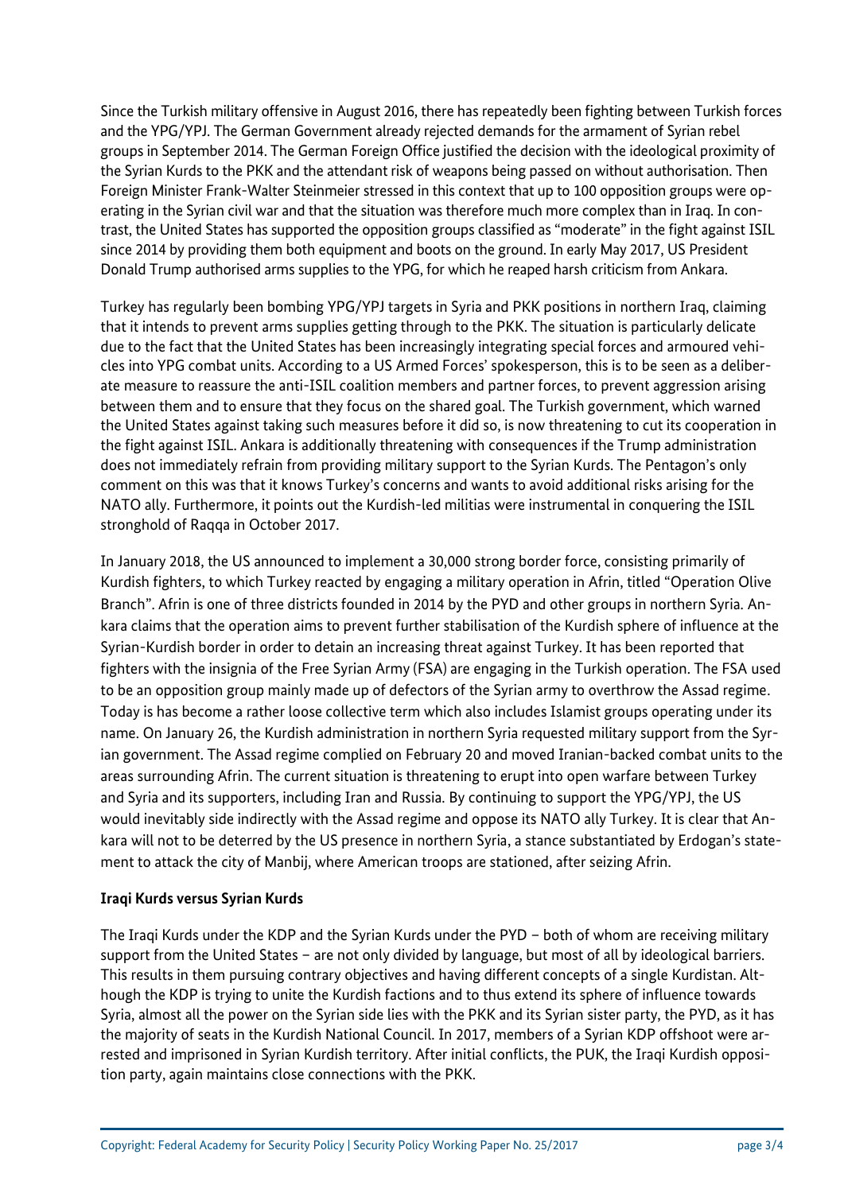Since the Turkish military offensive in August 2016, there has repeatedly been fighting between Turkish forces and the YPG/YPJ. The German Government already rejected demands for the armament of Syrian rebel groups in September 2014. The German Foreign Office justified the decision with the ideological proximity of the Syrian Kurds to the PKK and the attendant risk of weapons being passed on without authorisation. Then Foreign Minister Frank-Walter Steinmeier stressed in this context that up to 100 opposition groups were operating in the Syrian civil war and that the situation was therefore much more complex than in Iraq. In contrast, the United States has supported the opposition groups classified as "moderate" in the fight against ISIL since 2014 by providing them both equipment and boots on the ground. In early May 2017, US President Donald Trump authorised arms supplies to the YPG, for which he reaped harsh criticism from Ankara.

Turkey has regularly been bombing YPG/YPJ targets in Syria and PKK positions in northern Iraq, claiming that it intends to prevent arms supplies getting through to the PKK. The situation is particularly delicate due to the fact that the United States has been increasingly integrating special forces and armoured vehicles into YPG combat units. According to a US Armed Forces' spokesperson, this is to be seen as a deliberate measure to reassure the anti-ISIL coalition members and partner forces, to prevent aggression arising between them and to ensure that they focus on the shared goal. The Turkish government, which warned the United States against taking such measures before it did so, is now threatening to cut its cooperation in the fight against ISIL. Ankara is additionally threatening with consequences if the Trump administration does not immediately refrain from providing military support to the Syrian Kurds. The Pentagon's only comment on this was that it knows Turkey's concerns and wants to avoid additional risks arising for the NATO ally. Furthermore, it points out the Kurdish-led militias were instrumental in conquering the ISIL stronghold of Raqqa in October 2017.

In January 2018, the US announced to implement a 30,000 strong border force, consisting primarily of Kurdish fighters, to which Turkey reacted by engaging a military operation in Afrin, titled "Operation Olive Branch". Afrin is one of three districts founded in 2014 by the PYD and other groups in northern Syria. Ankara claims that the operation aims to prevent further stabilisation of the Kurdish sphere of influence at the Syrian-Kurdish border in order to detain an increasing threat against Turkey. It has been reported that fighters with the insignia of the Free Syrian Army (FSA) are engaging in the Turkish operation. The FSA used to be an opposition group mainly made up of defectors of the Syrian army to overthrow the Assad regime. Today is has become a rather loose collective term which also includes Islamist groups operating under its name. On January 26, the Kurdish administration in northern Syria requested military support from the Syrian government. The Assad regime complied on February 20 and moved Iranian-backed combat units to the areas surrounding Afrin. The current situation is threatening to erupt into open warfare between Turkey and Syria and its supporters, including Iran and Russia. By continuing to support the YPG/YPJ, the US would inevitably side indirectly with the Assad regime and oppose its NATO ally Turkey. It is clear that Ankara will not to be deterred by the US presence in northern Syria, a stance substantiated by Erdogan's statement to attack the city of Manbij, where American troops are stationed, after seizing Afrin.

**Iraqi Kurds versus Syrian Kurds**

The Iraqi Kurds under the KDP and the Syrian Kurds under the PYD – both of whom are receiving military support from the United States – are not only divided by language, but most of all by ideological barriers. This results in them pursuing contrary objectives and having different concepts of a single Kurdistan. Although the KDP is trying to unite the Kurdish factions and to thus extend its sphere of influence towards Syria, almost all the power on the Syrian side lies with the PKK and its Syrian sister party, the PYD, as it has the majority of seats in the Kurdish National Council. In 2017, members of a Syrian KDP offshoot were arrested and imprisoned in Syrian Kurdish territory. After initial conflicts, the PUK, the Iraqi Kurdish opposition party, again maintains close connections with the PKK.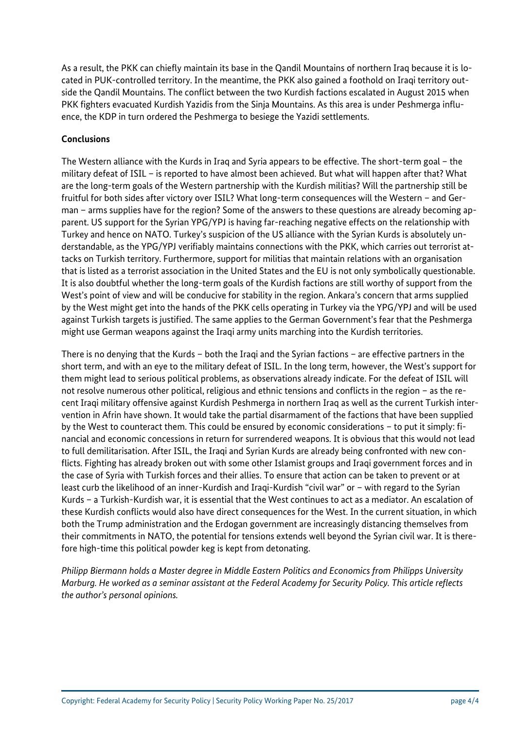As a result, the PKK can chiefly maintain its base in the Qandil Mountains of northern Iraq because it is located in PUK-controlled territory. In the meantime, the PKK also gained a foothold on Iraqi territory outside the Qandil Mountains. The conflict between the two Kurdish factions escalated in August 2015 when PKK fighters evacuated Kurdish Yazidis from the Sinja Mountains. As this area is under Peshmerga influence, the KDP in turn ordered the Peshmerga to besiege the Yazidi settlements.

**Conclusions**

The Western alliance with the Kurds in Iraq and Syria appears to be effective. The short-term goal – the military defeat of ISIL – is reported to have almost been achieved. But what will happen after that? What are the long-term goals of the Western partnership with the Kurdish militias? Will the partnership still be fruitful for both sides after victory over ISIL? What long-term consequences will the Western – and German – arms supplies have for the region? Some of the answers to these questions are already becoming apparent. US support for the Syrian YPG/YPJ is having far-reaching negative effects on the relationship with Turkey and hence on NATO. Turkey's suspicion of the US alliance with the Syrian Kurds is absolutely understandable, as the YPG/YPJ verifiably maintains connections with the PKK, which carries out terrorist attacks on Turkish territory. Furthermore, support for militias that maintain relations with an organisation that is listed as a terrorist association in the United States and the EU is not only symbolically questionable. It is also doubtful whether the long-term goals of the Kurdish factions are still worthy of support from the West's point of view and will be conducive for stability in the region. Ankara's concern that arms supplied by the West might get into the hands of the PKK cells operating in Turkey via the YPG/YPJ and will be used against Turkish targets is justified. The same applies to the German Government's fear that the Peshmerga might use German weapons against the Iraqi army units marching into the Kurdish territories.

There is no denying that the Kurds – both the Iraqi and the Syrian factions – are effective partners in the short term, and with an eye to the military defeat of ISIL. In the long term, however, the West's support for them might lead to serious political problems, as observations already indicate. For the defeat of ISIL will not resolve numerous other political, religious and ethnic tensions and conflicts in the region – as the recent Iraqi military offensive against Kurdish Peshmerga in northern Iraq as well as the current Turkish intervention in Afrin have shown. It would take the partial disarmament of the factions that have been supplied by the West to counteract them. This could be ensured by economic considerations – to put it simply: financial and economic concessions in return for surrendered weapons. It is obvious that this would not lead to full demilitarisation. After ISIL, the Iraqi and Syrian Kurds are already being confronted with new conflicts. Fighting has already broken out with some other Islamist groups and Iraqi government forces and in the case of Syria with Turkish forces and their allies. To ensure that action can be taken to prevent or at least curb the likelihood of an inner-Kurdish and Iraqi-Kurdish "civil war" or – with regard to the Syrian Kurds – a Turkish-Kurdish war, it is essential that the West continues to act as a mediator. An escalation of these Kurdish conflicts would also have direct consequences for the West. In the current situation, in which both the Trump administration and the Erdogan government are increasingly distancing themselves from their commitments in NATO, the potential for tensions extends well beyond the Syrian civil war. It is therefore high-time this political powder keg is kept from detonating.

*Philipp Biermann holds a Master degree in Middle Eastern Politics and Economics from Philipps University Marburg. He worked as a seminar assistant at the Federal Academy for Security Policy. This article reflects the author's personal opinions.*

Copyright: Federal Academy for Security Policy | Security Policy Working Paper No. 25/2017